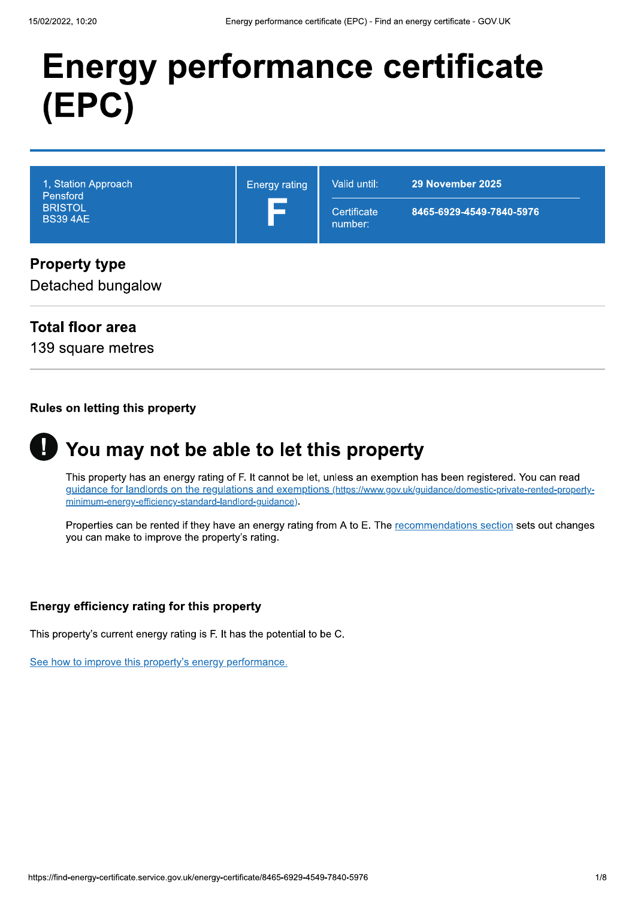# Energy performance certificate (EPC)

| 1, Station Approach<br>Pensford<br>BRISTOL<br>BS39 4AE | Energy rating<br>**F** | Valid until: **29 November 2025**<br>Certificate number: **8465-6929-4549-7840-5976** |
| --- | --- | --- |

## Property type

Detached bungalow

## Total floor area

139 square metres

### Rules on letting this property

## You may not be able to let this property

This property has an energy rating of F. It cannot be let, unless an exemption has been registered. You can read [guidance for landlords on the regulations and exemptions (https://www.gov.uk/guidance/domestic-private-rented-property-minimum-energy-efficiency-standard-landlord-guidance)](https://www.gov.uk/guidance/domestic-private-rented-property-minimum-energy-efficiency-standard-landlord-guidance).

Properties can be rented if they have an energy rating from A to E. The recommendations section sets out changes you can make to improve the property's rating.

### Energy efficiency rating for this property

This property's current energy rating is F. It has the potential to be C.

See how to improve this property's energy performance.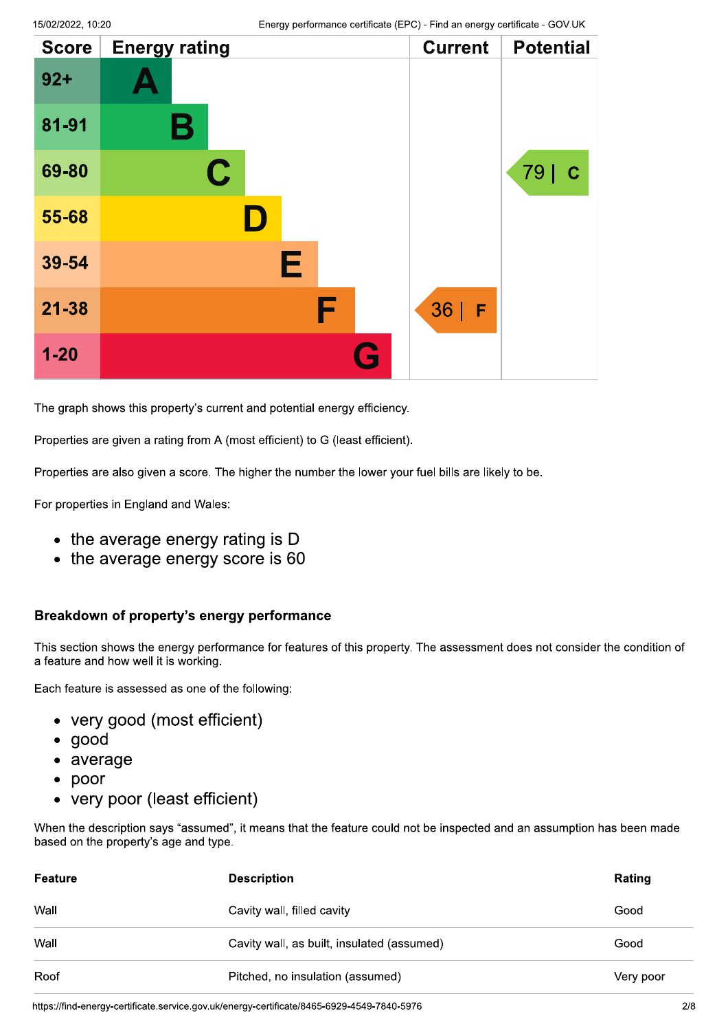| Score | Energy rating | Current | Potential |
|---|---|---|---|
| 92+ | A | | |
| 81-91 | B | | |
| 69-80 | C | | 79 \| C |
| 55-68 | D | | |
| 39-54 | E | | |
| 21-38 | F | 36 \| F | |
| 1-20 | G | | |

The graph shows this property's current and potential energy efficiency.

Properties are given a rating from A (most efficient) to G (least efficient).

Properties are also given a score. The higher the number the lower your fuel bills are likely to be.

For properties in England and Wales:

- the average energy rating is D
- the average energy score is 60

### Breakdown of property's energy performance

This section shows the energy performance for features of this property. The assessment does not consider the condition of a feature and how well it is working.

Each feature is assessed as one of the following:

- very good (most efficient)
- good
- average
- poor
- very poor (least efficient)

When the description says "assumed", it means that the feature could not be inspected and an assumption has been made based on the property's age and type.

| Feature | Description | Rating |
|---|---|---|
| Wall | Cavity wall, filled cavity | Good |
| Wall | Cavity wall, as built, insulated (assumed) | Good |
| Roof | Pitched, no insulation (assumed) | Very poor |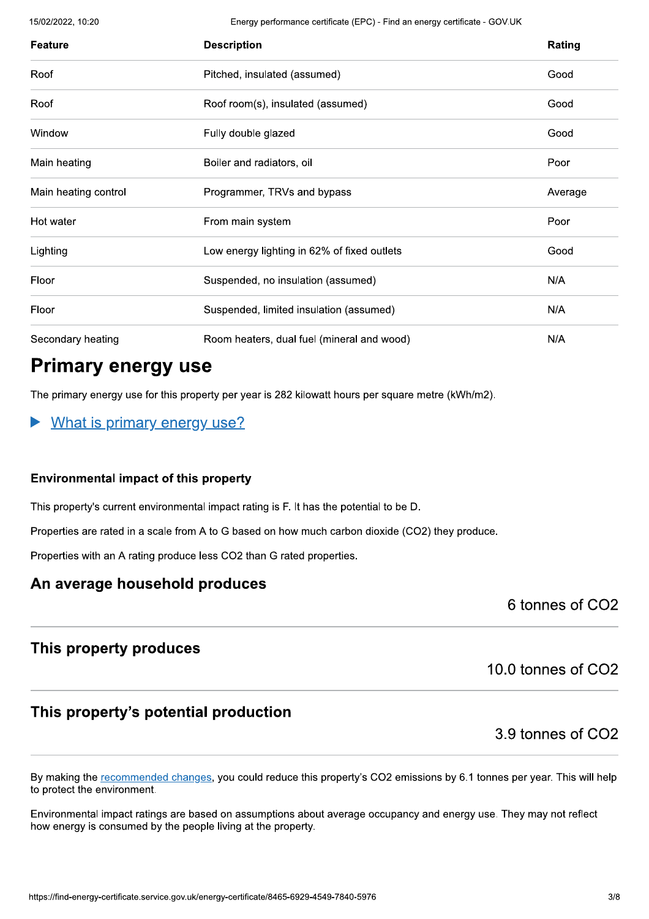| Feature | Description | Rating |
|---|---|---|
| Roof | Pitched, insulated (assumed) | Good |
| Roof | Roof room(s), insulated (assumed) | Good |
| Window | Fully double glazed | Good |
| Main heating | Boiler and radiators, oil | Poor |
| Main heating control | Programmer, TRVs and bypass | Average |
| Hot water | From main system | Poor |
| Lighting | Low energy lighting in 62% of fixed outlets | Good |
| Floor | Suspended, no insulation (assumed) | N/A |
| Floor | Suspended, limited insulation (assumed) | N/A |
| Secondary heating | Room heaters, dual fuel (mineral and wood) | N/A |

## Primary energy use

The primary energy use for this property per year is 282 kilowatt hours per square metre (kWh/m2).

▶ What is primary energy use?

### Environmental impact of this property

This property's current environmental impact rating is F. It has the potential to be D.

Properties are rated in a scale from A to G based on how much carbon dioxide ($CO_2$) they produce.

Properties with an A rating produce less $CO_2$ than G rated properties.

### An average household produces

6 tonnes of $CO_2$

### This property produces

10.0 tonnes of $CO_2$

### This property's potential production

3.9 tonnes of $CO_2$

By making the recommended changes, you could reduce this property's $CO_2$ emissions by 6.1 tonnes per year. This will help to protect the environment.

Environmental impact ratings are based on assumptions about average occupancy and energy use. They may not reflect how energy is consumed by the people living at the property.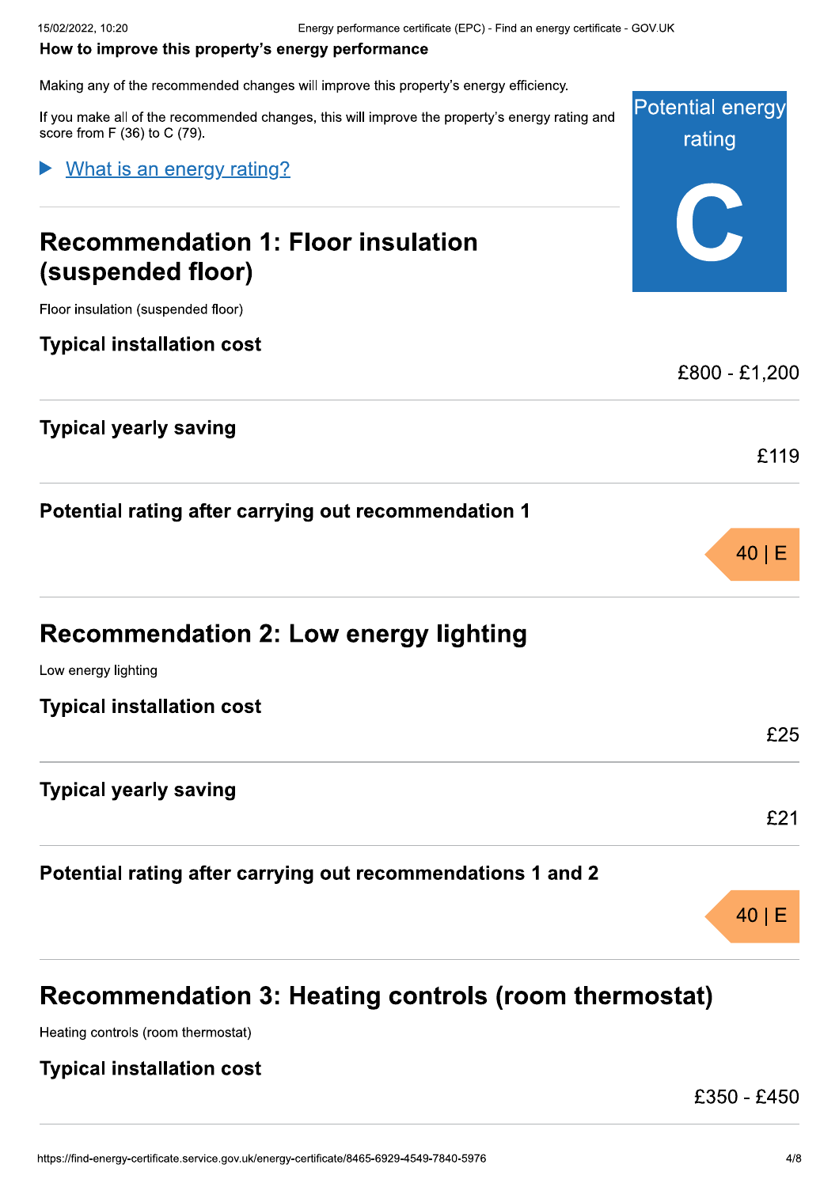### How to improve this property's energy performance

Making any of the recommended changes will improve this property's energy efficiency.

If you make all of the recommended changes, this will improve the property's energy rating and score from F (36) to C (79).

Potential energy rating

**C**

▶ What is an energy rating?

## Recommendation 1: Floor insulation (suspended floor)

Floor insulation (suspended floor)

**Typical installation cost**

£800 - £1,200

**Typical yearly saving**

£119

**Potential rating after carrying out recommendation 1**

40 | E

## Recommendation 2: Low energy lighting

Low energy lighting

**Typical installation cost**

£25

**Typical yearly saving**

£21

**Potential rating after carrying out recommendations 1 and 2**

40 | E

## Recommendation 3: Heating controls (room thermostat)

Heating controls (room thermostat)

**Typical installation cost**

£350 - £450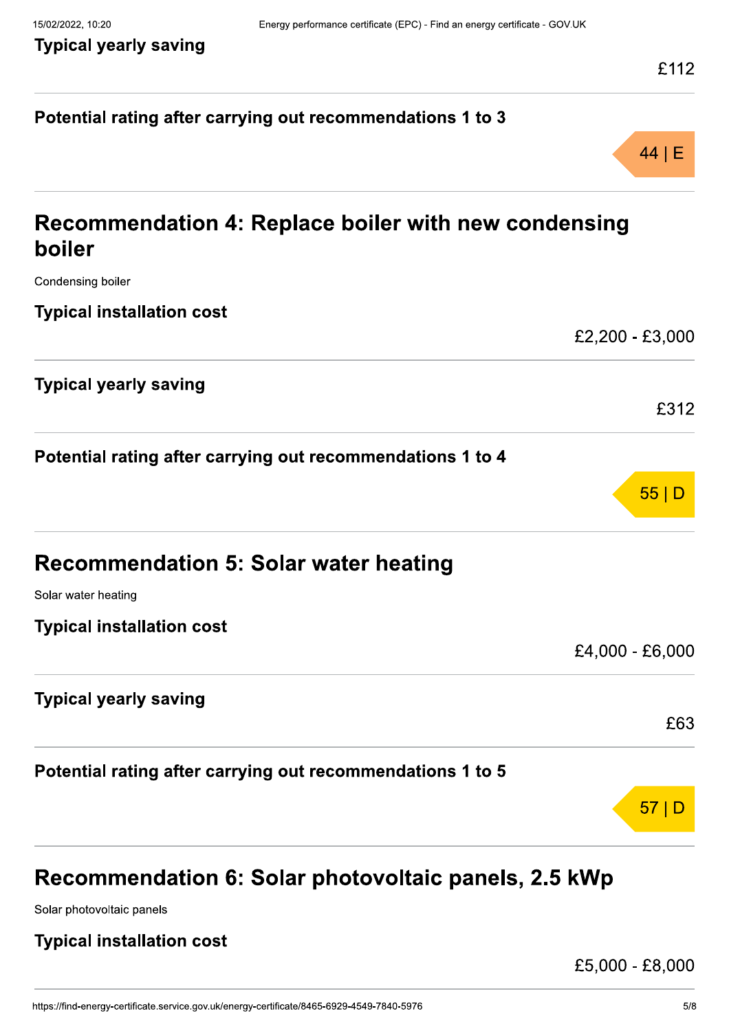### Typical yearly saving

£112

### Potential rating after carrying out recommendations 1 to 3

44 | E

## Recommendation 4: Replace boiler with new condensing boiler

Condensing boiler

### Typical installation cost

£2,200 - £3,000

### Typical yearly saving

£312

### Potential rating after carrying out recommendations 1 to 4

55 | D

## Recommendation 5: Solar water heating

Solar water heating

### Typical installation cost

£4,000 - £6,000

### Typical yearly saving

£63

### Potential rating after carrying out recommendations 1 to 5

57 | D

## Recommendation 6: Solar photovoltaic panels, 2.5 kWp

Solar photovoltaic panels

### Typical installation cost

£5,000 - £8,000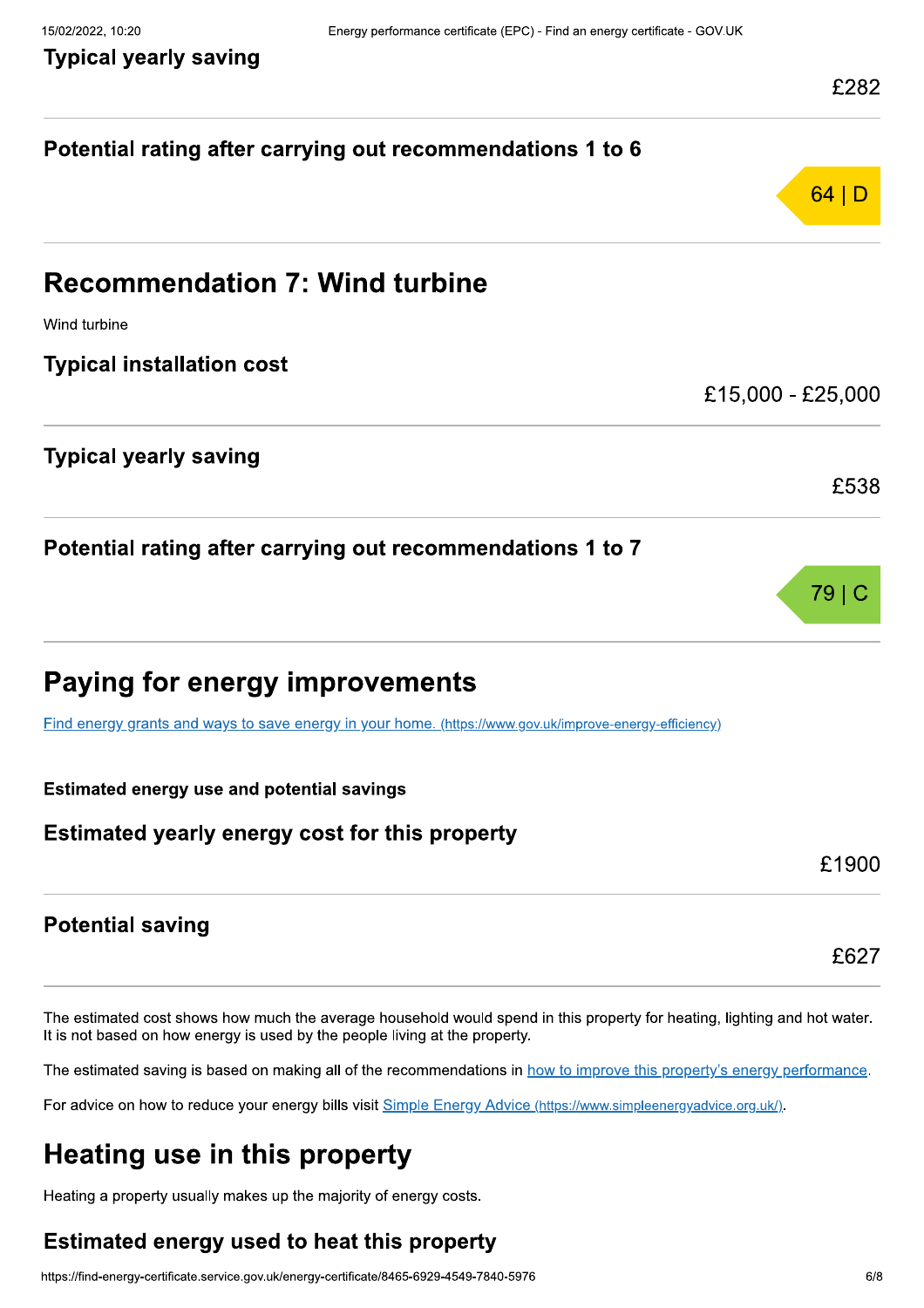### Typical yearly saving

£282

### Potential rating after carrying out recommendations 1 to 6

64 | D

## Recommendation 7: Wind turbine

Wind turbine

### Typical installation cost

£15,000 - £25,000

### Typical yearly saving

£538

### Potential rating after carrying out recommendations 1 to 7

79 | C

## Paying for energy improvements

[Find energy grants and ways to save energy in your home. (https://www.gov.uk/improve-energy-efficiency)](https://www.gov.uk/improve-energy-efficiency)

**Estimated energy use and potential savings**

### Estimated yearly energy cost for this property

£1900

### Potential saving

£627

The estimated cost shows how much the average household would spend in this property for heating, lighting and hot water. It is not based on how energy is used by the people living at the property.

The estimated saving is based on making all of the recommendations in how to improve this property's energy performance.

For advice on how to reduce your energy bills visit [Simple Energy Advice (https://www.simpleenergyadvice.org.uk/)](https://www.simpleenergyadvice.org.uk/).

## Heating use in this property

Heating a property usually makes up the majority of energy costs.

### Estimated energy used to heat this property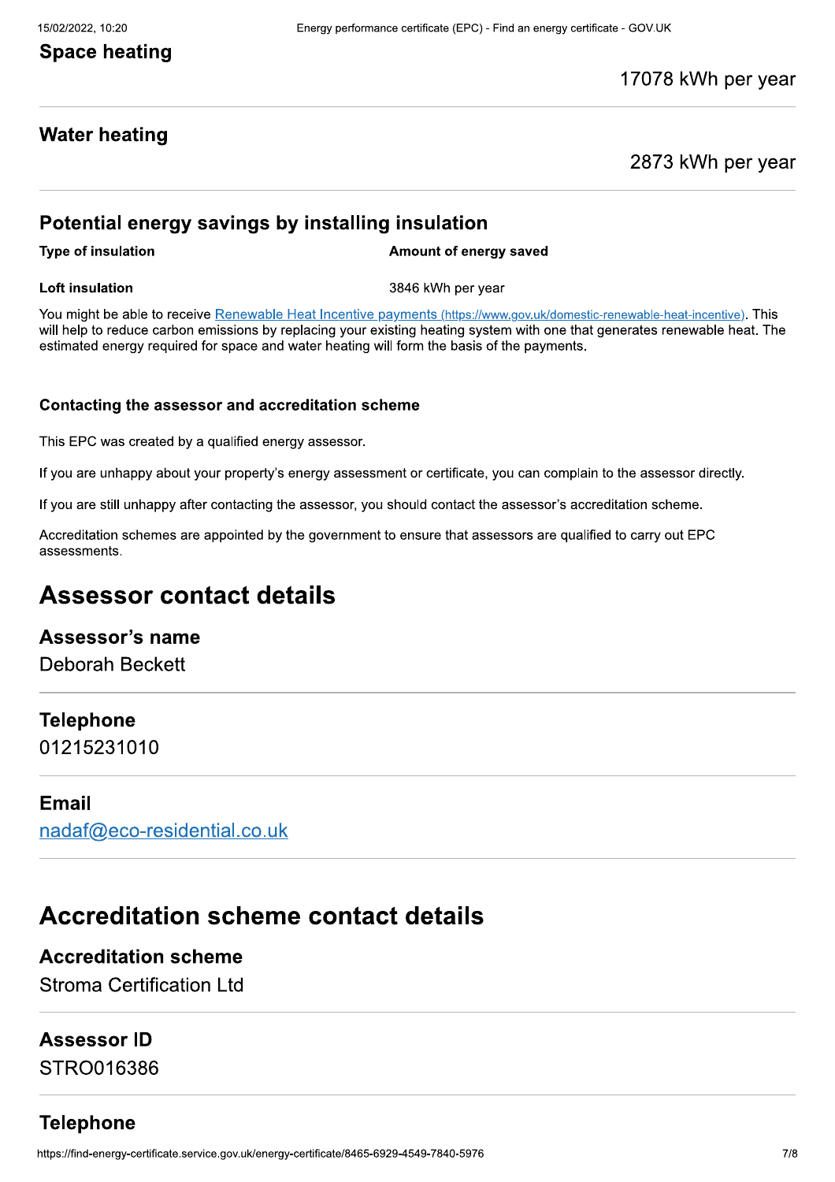### Space heating

17078 kWh per year

### Water heating

2873 kWh per year

### Potential energy savings by installing insulation

| Type of insulation | Amount of energy saved |
| --- | --- |
| Loft insulation | 3846 kWh per year |

You might be able to receive [Renewable Heat Incentive payments](https://www.gov.uk/domestic-renewable-heat-incentive) (https://www.gov.uk/domestic-renewable-heat-incentive). This will help to reduce carbon emissions by replacing your existing heating system with one that generates renewable heat. The estimated energy required for space and water heating will form the basis of the payments.

#### Contacting the assessor and accreditation scheme

This EPC was created by a qualified energy assessor.

If you are unhappy about your property's energy assessment or certificate, you can complain to the assessor directly.

If you are still unhappy after contacting the assessor, you should contact the assessor's accreditation scheme.

Accreditation schemes are appointed by the government to ensure that assessors are qualified to carry out EPC assessments.

## Assessor contact details

### Assessor's name

Deborah Beckett

### Telephone

01215231010

### Email

[nadaf@eco-residential.co.uk](mailto:nadaf@eco-residential.co.uk)

## Accreditation scheme contact details

### Accreditation scheme

Stroma Certification Ltd

### Assessor ID

STRO016386

### Telephone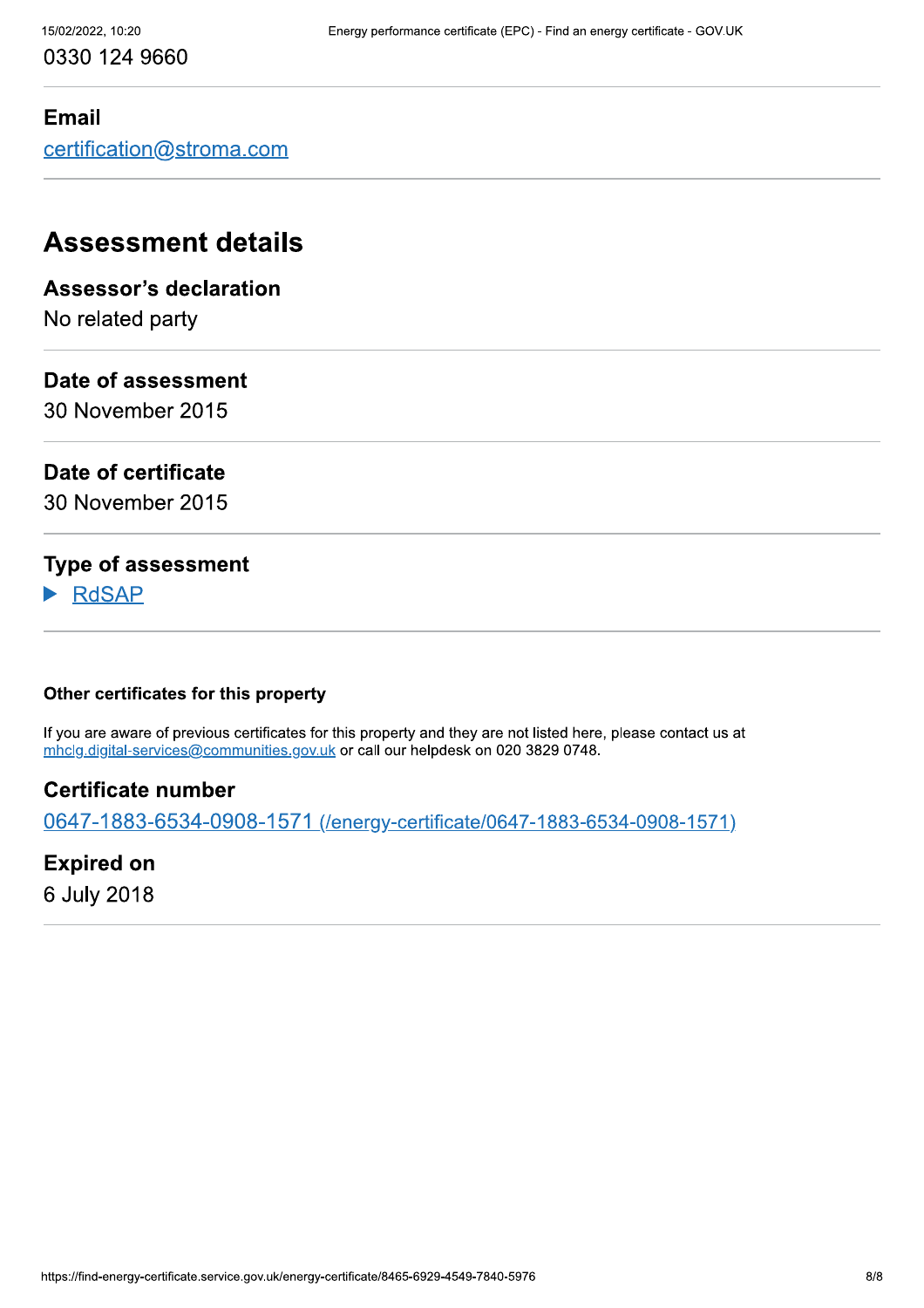0330 124 9660

### Email

certification@stroma.com

## Assessment details

### Assessor’s declaration

No related party

### Date of assessment

30 November 2015

### Date of certificate

30 November 2015

### Type of assessment

▶ RdSAP

#### Other certificates for this property

If you are aware of previous certificates for this property and they are not listed here, please contact us at mhclg.digital-services@communities.gov.uk or call our helpdesk on 020 3829 0748.

### Certificate number

0647-1883-6534-0908-1571 (/energy-certificate/0647-1883-6534-0908-1571)

### Expired on

6 July 2018